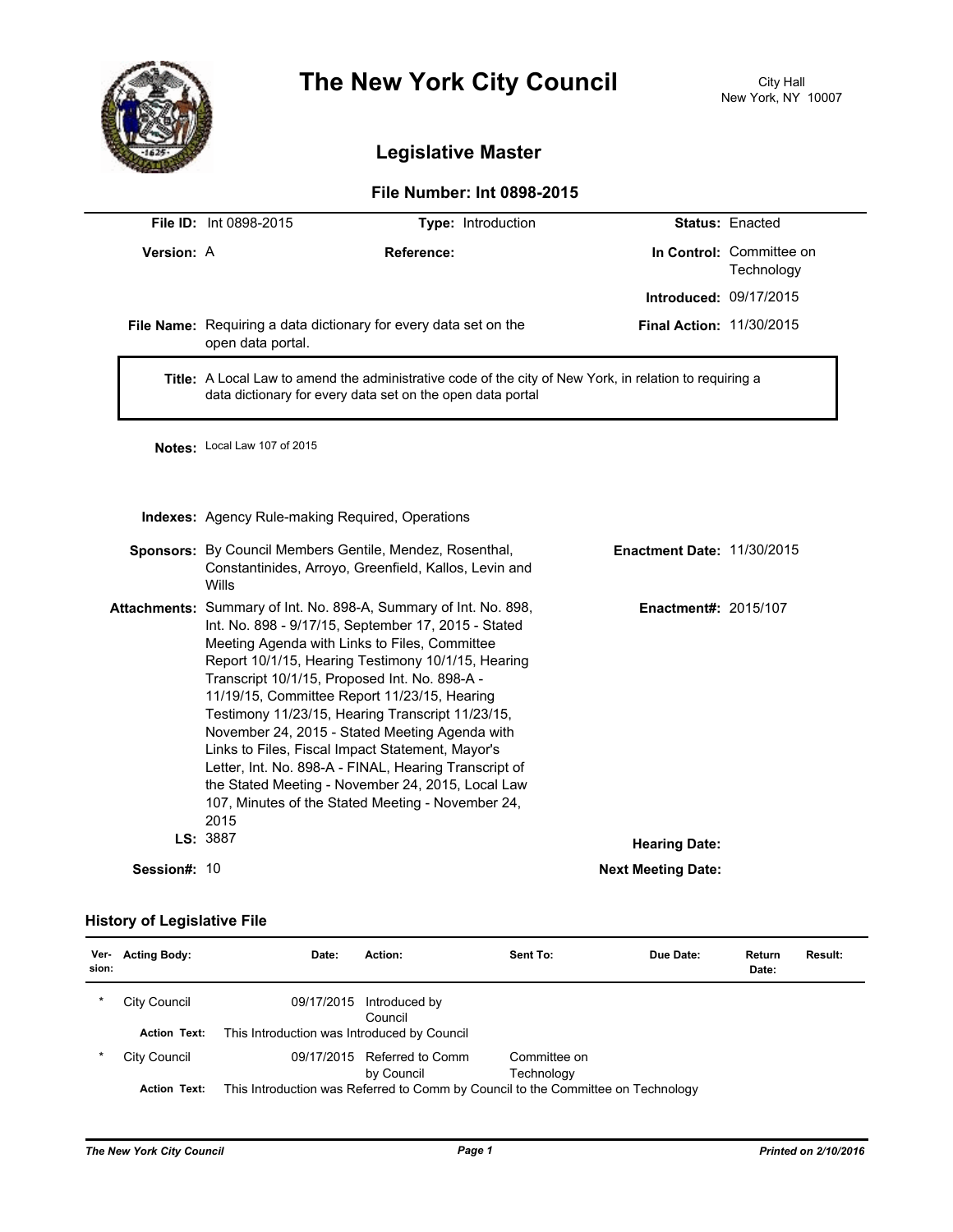# The New York City Council

City Hall
New York, NY 10007

## Legislative Master

### File Number: Int 0898-2015

**File ID:** Int 0898-2015 **Type:** Introduction **Status:** Enacted

**Version:** A **Reference:** **In Control:** Committee on Technology

**Introduced:** 09/17/2015

**File Name:** Requiring a data dictionary for every data set on the open data portal. **Final Action:** 11/30/2015

**Title:** A Local Law to amend the administrative code of the city of New York, in relation to requiring a data dictionary for every data set on the open data portal

**Notes:** Local Law 107 of 2015

**Indexes:** Agency Rule-making Required, Operations

**Sponsors:** By Council Members Gentile, Mendez, Rosenthal, Constantinides, Arroyo, Greenfield, Kallos, Levin and Wills **Enactment Date:** 11/30/2015

**Attachments:** Summary of Int. No. 898-A, Summary of Int. No. 898, Int. No. 898 - 9/17/15, September 17, 2015 - Stated Meeting Agenda with Links to Files, Committee Report 10/1/15, Hearing Testimony 10/1/15, Hearing Transcript 10/1/15, Proposed Int. No. 898-A - 11/19/15, Committee Report 11/23/15, Hearing Testimony 11/23/15, Hearing Transcript 11/23/15, November 24, 2015 - Stated Meeting Agenda with Links to Files, Fiscal Impact Statement, Mayor's Letter, Int. No. 898-A - FINAL, Hearing Transcript of the Stated Meeting - November 24, 2015, Local Law 107, Minutes of the Stated Meeting - November 24, 2015 **Enactment#:** 2015/107

**LS:** 3887 **Hearing Date:**

**Session#:** 10 **Next Meeting Date:**

### History of Legislative File

| Version: | Acting Body: | Date: | Action: | Sent To: | Due Date: | Return Date: | Result: |
|---|---|---|---|---|---|---|---|
| * | City Council | 09/17/2015 | Introduced by Council | | | | |
| | **Action Text:** | This Introduction was Introduced by Council | | | | | |
| * | City Council | 09/17/2015 | Referred to Comm by Council | Committee on Technology | | | |
| | **Action Text:** | This Introduction was Referred to Comm by Council to the Committee on Technology | | | | | |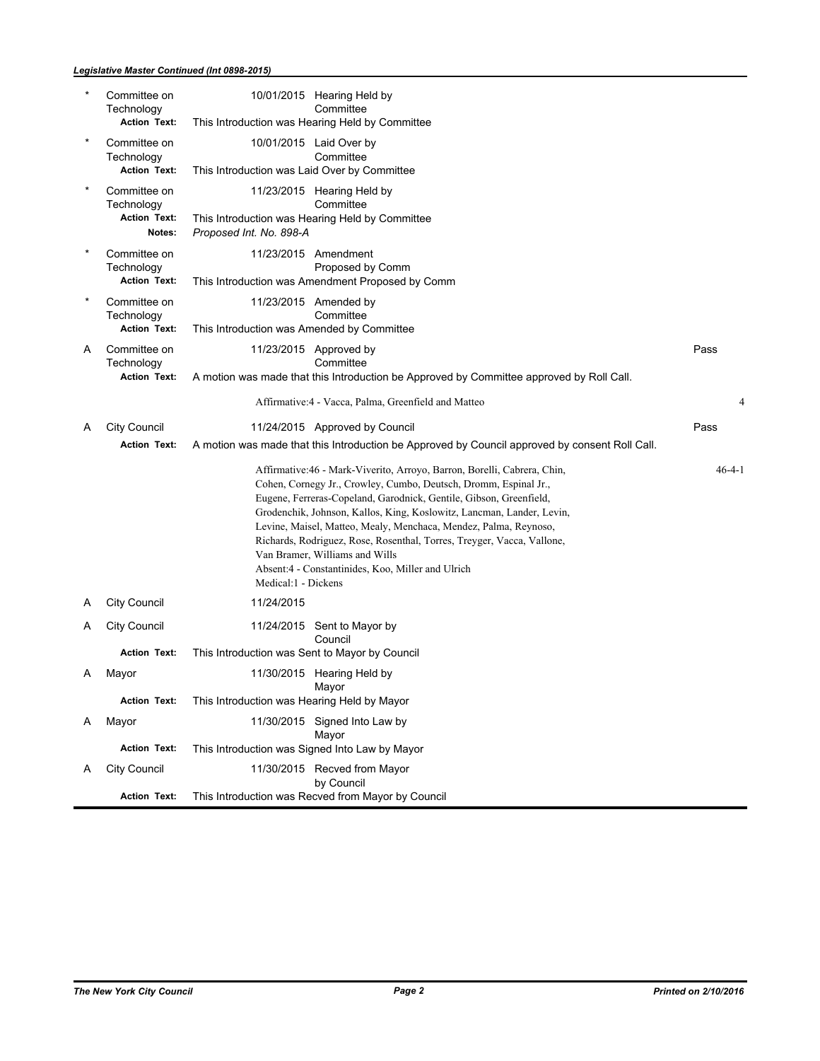*Legislative Master Continued (Int 0898-2015)*

| | | | | | |
|---|---|---|---|---|---|
| * | Committee on Technology | 10/01/2015 | Hearing Held by Committee | | |
| | **Action Text:** | This Introduction was Hearing Held by Committee | | | |
| * | Committee on Technology | 10/01/2015 | Laid Over by Committee | | |
| | **Action Text:** | This Introduction was Laid Over by Committee | | | |
| * | Committee on Technology | 11/23/2015 | Hearing Held by Committee | | |
| | **Action Text:** | This Introduction was Hearing Held by Committee | | | |
| | **Notes:** | *Proposed Int. No. 898-A* | | | |
| * | Committee on Technology | 11/23/2015 | Amendment Proposed by Comm | | |
| | **Action Text:** | This Introduction was Amendment Proposed by Comm | | | |
| * | Committee on Technology | 11/23/2015 | Amended by Committee | | |
| | **Action Text:** | This Introduction was Amended by Committee | | | |
| A | Committee on Technology | 11/23/2015 | Approved by Committee | Pass | |
| | **Action Text:** | A motion was made that this Introduction be Approved by Committee approved by Roll Call. | | | |
| | | Affirmative:4 - Vacca, Palma, Greenfield and Matteo | | | 4 |
| A | City Council | 11/24/2015 | Approved by Council | Pass | |
| | **Action Text:** | A motion was made that this Introduction be Approved by Council approved by consent Roll Call. | | | |
| | | Affirmative:46 - Mark-Viverito, Arroyo, Barron, Borelli, Cabrera, Chin, Cohen, Cornegy Jr., Crowley, Cumbo, Deutsch, Dromm, Espinal Jr., Eugene, Ferreras-Copeland, Garodnick, Gentile, Gibson, Greenfield, Grodenchik, Johnson, Kallos, King, Koslowitz, Lancman, Lander, Levin, Levine, Maisel, Matteo, Mealy, Menchaca, Mendez, Palma, Reynoso, Richards, Rodriguez, Rose, Rosenthal, Torres, Treyger, Vacca, Vallone, Van Bramer, Williams and Wills<br>Absent:4 - Constantinides, Koo, Miller and Ulrich<br>Medical:1 - Dickens | | | 46-4-1 |
| A | City Council | 11/24/2015 | | | |
| A | City Council | 11/24/2015 | Sent to Mayor by Council | | |
| | **Action Text:** | This Introduction was Sent to Mayor by Council | | | |
| A | Mayor | 11/30/2015 | Hearing Held by Mayor | | |
| | **Action Text:** | This Introduction was Hearing Held by Mayor | | | |
| A | Mayor | 11/30/2015 | Signed Into Law by Mayor | | |
| | **Action Text:** | This Introduction was Signed Into Law by Mayor | | | |
| A | City Council | 11/30/2015 | Recved from Mayor by Council | | |
| | **Action Text:** | This Introduction was Recved from Mayor by Council | | | |